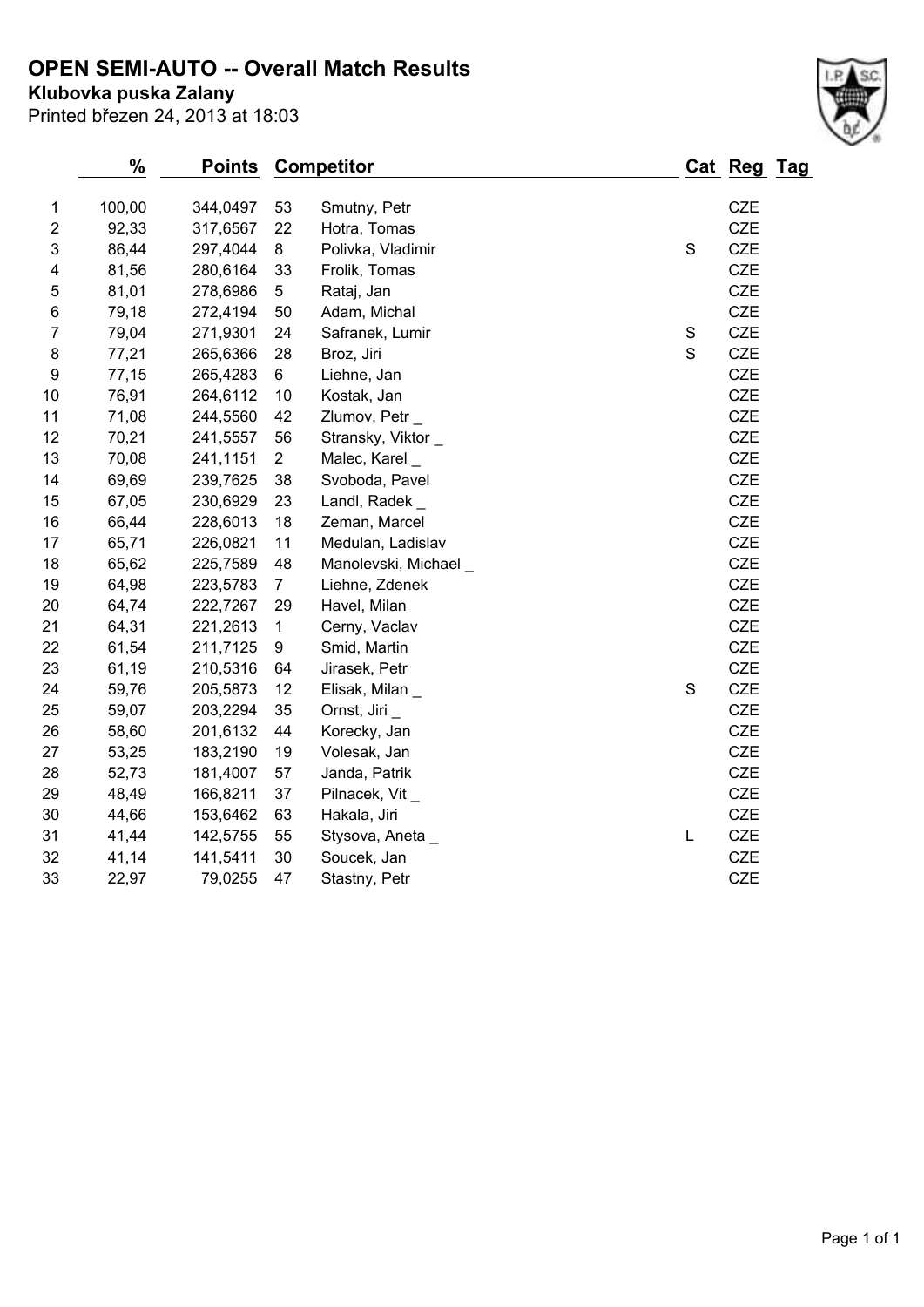# OPEN SEMI-AUTO -- Overall Match Results

**Klubovka puska Zalany**

Printed březen 24, 2013 at 18:03

| | % | Points | Competitor | | Cat | Reg | Tag |
|---|---|---|---|---|---|---|---|
| 1 | 100,00 | 344,0497 | 53 | Smutny, Petr | | CZE | |
| 2 | 92,33 | 317,6567 | 22 | Hotra, Tomas | | CZE | |
| 3 | 86,44 | 297,4044 | 8 | Polivka, Vladimir | S | CZE | |
| 4 | 81,56 | 280,6164 | 33 | Frolik, Tomas | | CZE | |
| 5 | 81,01 | 278,6986 | 5 | Rataj, Jan | | CZE | |
| 6 | 79,18 | 272,4194 | 50 | Adam, Michal | | CZE | |
| 7 | 79,04 | 271,9301 | 24 | Safranek, Lumir | S | CZE | |
| 8 | 77,21 | 265,6366 | 28 | Broz, Jiri | S | CZE | |
| 9 | 77,15 | 265,4283 | 6 | Liehne, Jan | | CZE | |
| 10 | 76,91 | 264,6112 | 10 | Kostak, Jan | | CZE | |
| 11 | 71,08 | 244,5560 | 42 | Zlumov, Petr _ | | CZE | |
| 12 | 70,21 | 241,5557 | 56 | Stransky, Viktor _ | | CZE | |
| 13 | 70,08 | 241,1151 | 2 | Malec, Karel _ | | CZE | |
| 14 | 69,69 | 239,7625 | 38 | Svoboda, Pavel | | CZE | |
| 15 | 67,05 | 230,6929 | 23 | Landl, Radek _ | | CZE | |
| 16 | 66,44 | 228,6013 | 18 | Zeman, Marcel | | CZE | |
| 17 | 65,71 | 226,0821 | 11 | Medulan, Ladislav | | CZE | |
| 18 | 65,62 | 225,7589 | 48 | Manolevski, Michael _ | | CZE | |
| 19 | 64,98 | 223,5783 | 7 | Liehne, Zdenek | | CZE | |
| 20 | 64,74 | 222,7267 | 29 | Havel, Milan | | CZE | |
| 21 | 64,31 | 221,2613 | 1 | Cerny, Vaclav | | CZE | |
| 22 | 61,54 | 211,7125 | 9 | Smid, Martin | | CZE | |
| 23 | 61,19 | 210,5316 | 64 | Jirasek, Petr | | CZE | |
| 24 | 59,76 | 205,5873 | 12 | Elisak, Milan _ | S | CZE | |
| 25 | 59,07 | 203,2294 | 35 | Ornst, Jiri _ | | CZE | |
| 26 | 58,60 | 201,6132 | 44 | Korecky, Jan | | CZE | |
| 27 | 53,25 | 183,2190 | 19 | Volesak, Jan | | CZE | |
| 28 | 52,73 | 181,4007 | 57 | Janda, Patrik | | CZE | |
| 29 | 48,49 | 166,8211 | 37 | Pilnacek, Vit _ | | CZE | |
| 30 | 44,66 | 153,6462 | 63 | Hakala, Jiri | | CZE | |
| 31 | 41,44 | 142,5755 | 55 | Stysova, Aneta _ | L | CZE | |
| 32 | 41,14 | 141,5411 | 30 | Soucek, Jan | | CZE | |
| 33 | 22,97 | 79,0255 | 47 | Stastny, Petr | | CZE | |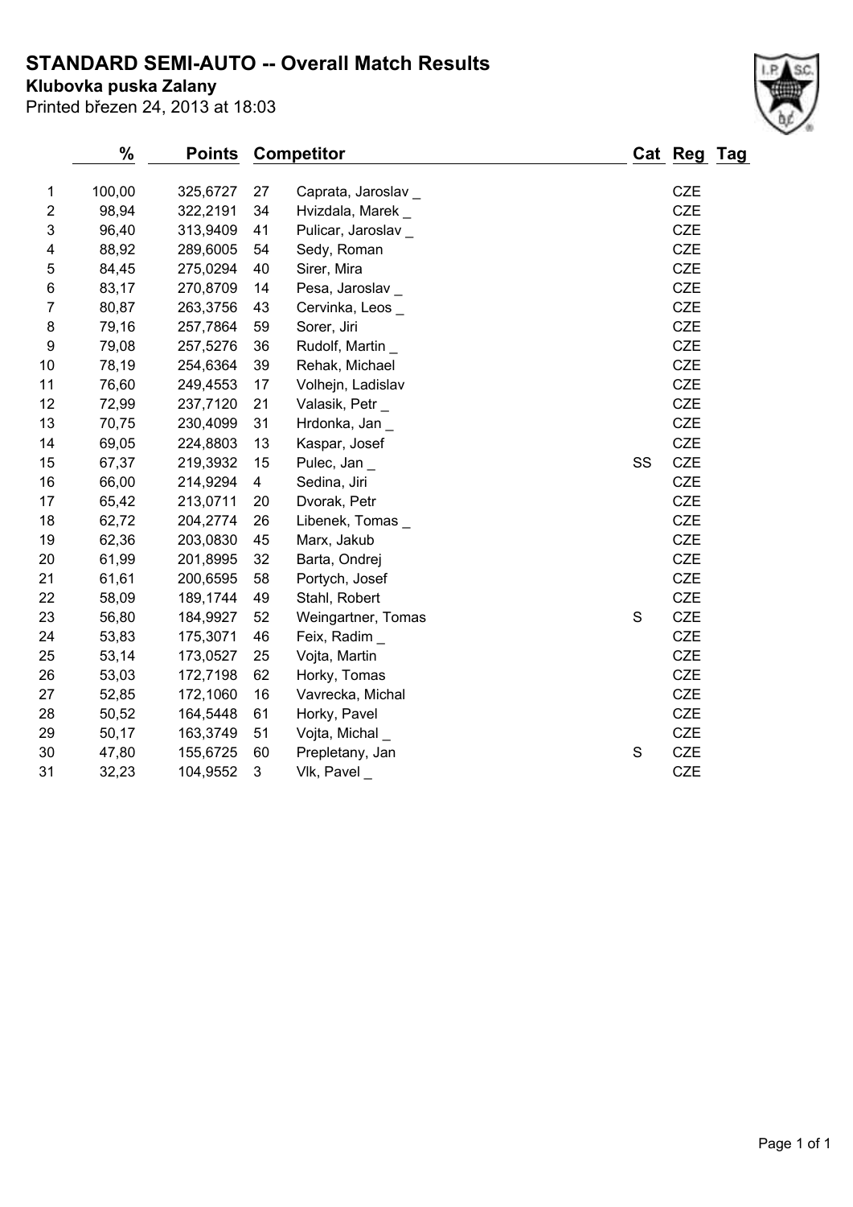# STANDARD SEMI-AUTO -- Overall Match Results

**Klubovka puska Zalany**

Printed březen 24, 2013 at 18:03

| | % | Points | Competitor | | Cat | Reg | Tag |
|---|---|---|---|---|---|---|---|
| 1 | 100,00 | 325,6727 | 27 | Caprata, Jaroslav _ | | CZE | |
| 2 | 98,94 | 322,2191 | 34 | Hvizdala, Marek _ | | CZE | |
| 3 | 96,40 | 313,9409 | 41 | Pulicar, Jaroslav _ | | CZE | |
| 4 | 88,92 | 289,6005 | 54 | Sedy, Roman | | CZE | |
| 5 | 84,45 | 275,0294 | 40 | Sirer, Mira | | CZE | |
| 6 | 83,17 | 270,8709 | 14 | Pesa, Jaroslav _ | | CZE | |
| 7 | 80,87 | 263,3756 | 43 | Cervinka, Leos _ | | CZE | |
| 8 | 79,16 | 257,7864 | 59 | Sorer, Jiri | | CZE | |
| 9 | 79,08 | 257,5276 | 36 | Rudolf, Martin _ | | CZE | |
| 10 | 78,19 | 254,6364 | 39 | Rehak, Michael | | CZE | |
| 11 | 76,60 | 249,4553 | 17 | Volhejn, Ladislav | | CZE | |
| 12 | 72,99 | 237,7120 | 21 | Valasik, Petr _ | | CZE | |
| 13 | 70,75 | 230,4099 | 31 | Hrdonka, Jan _ | | CZE | |
| 14 | 69,05 | 224,8803 | 13 | Kaspar, Josef | | CZE | |
| 15 | 67,37 | 219,3932 | 15 | Pulec, Jan _ | SS | CZE | |
| 16 | 66,00 | 214,9294 | 4 | Sedina, Jiri | | CZE | |
| 17 | 65,42 | 213,0711 | 20 | Dvorak, Petr | | CZE | |
| 18 | 62,72 | 204,2774 | 26 | Libenek, Tomas _ | | CZE | |
| 19 | 62,36 | 203,0830 | 45 | Marx, Jakub | | CZE | |
| 20 | 61,99 | 201,8995 | 32 | Barta, Ondrej | | CZE | |
| 21 | 61,61 | 200,6595 | 58 | Portych, Josef | | CZE | |
| 22 | 58,09 | 189,1744 | 49 | Stahl, Robert | | CZE | |
| 23 | 56,80 | 184,9927 | 52 | Weingartner, Tomas | S | CZE | |
| 24 | 53,83 | 175,3071 | 46 | Feix, Radim _ | | CZE | |
| 25 | 53,14 | 173,0527 | 25 | Vojta, Martin | | CZE | |
| 26 | 53,03 | 172,7198 | 62 | Horky, Tomas | | CZE | |
| 27 | 52,85 | 172,1060 | 16 | Vavrecka, Michal | | CZE | |
| 28 | 50,52 | 164,5448 | 61 | Horky, Pavel | | CZE | |
| 29 | 50,17 | 163,3749 | 51 | Vojta, Michal _ | | CZE | |
| 30 | 47,80 | 155,6725 | 60 | Prepletany, Jan | S | CZE | |
| 31 | 32,23 | 104,9552 | 3 | Vlk, Pavel _ | | CZE | |